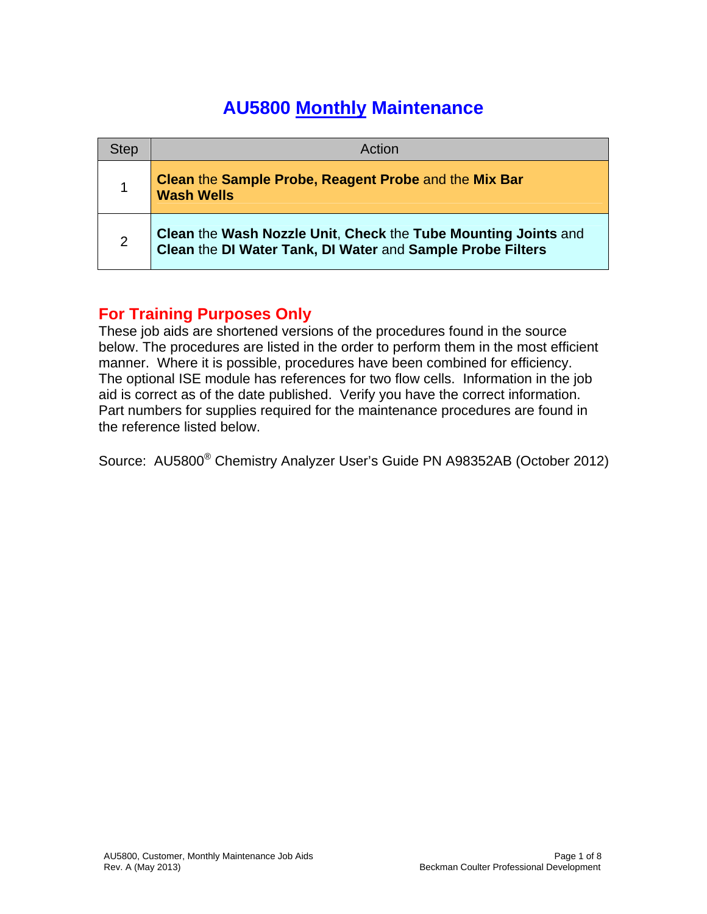# AU5800 Monthly Maintenance

| Step | Action |
| --- | --- |
| 1 | **Clean** the **Sample Probe, Reagent Probe** and the **Mix Bar Wash Wells** |
| 2 | **Clean** the **Wash Nozzle Unit**, **Check** the **Tube Mounting Joints** and **Clean** the **DI Water Tank, DI Water** and **Sample Probe Filters** |

## For Training Purposes Only

These job aids are shortened versions of the procedures found in the source below. The procedures are listed in the order to perform them in the most efficient manner. Where it is possible, procedures have been combined for efficiency. The optional ISE module has references for two flow cells. Information in the job aid is correct as of the date published. Verify you have the correct information. Part numbers for supplies required for the maintenance procedures are found in the reference listed below.

Source: AU5800® Chemistry Analyzer User's Guide PN A98352AB (October 2012)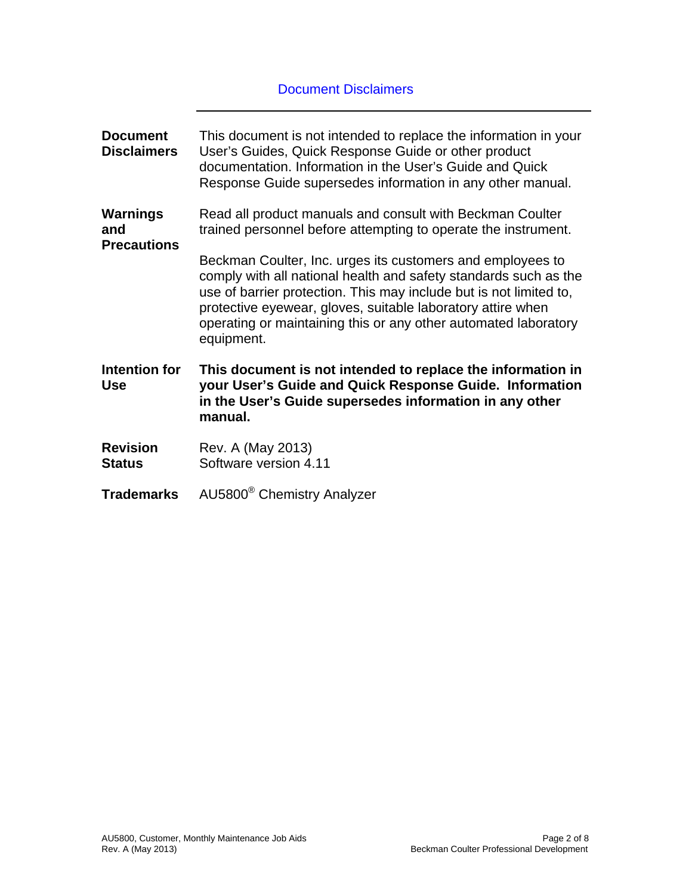## Document Disclaimers

**Document Disclaimers** — This document is not intended to replace the information in your User's Guides, Quick Response Guide or other product documentation. Information in the User's Guide and Quick Response Guide supersedes information in any other manual.

**Warnings and Precautions** — Read all product manuals and consult with Beckman Coulter trained personnel before attempting to operate the instrument.

Beckman Coulter, Inc. urges its customers and employees to comply with all national health and safety standards such as the use of barrier protection. This may include but is not limited to, protective eyewear, gloves, suitable laboratory attire when operating or maintaining this or any other automated laboratory equipment.

**Intention for Use** — **This document is not intended to replace the information in your User's Guide and Quick Response Guide. Information in the User's Guide supersedes information in any other manual.**

**Revision Status** — Rev. A (May 2013)
Software version 4.11

**Trademarks** — AU5800® Chemistry Analyzer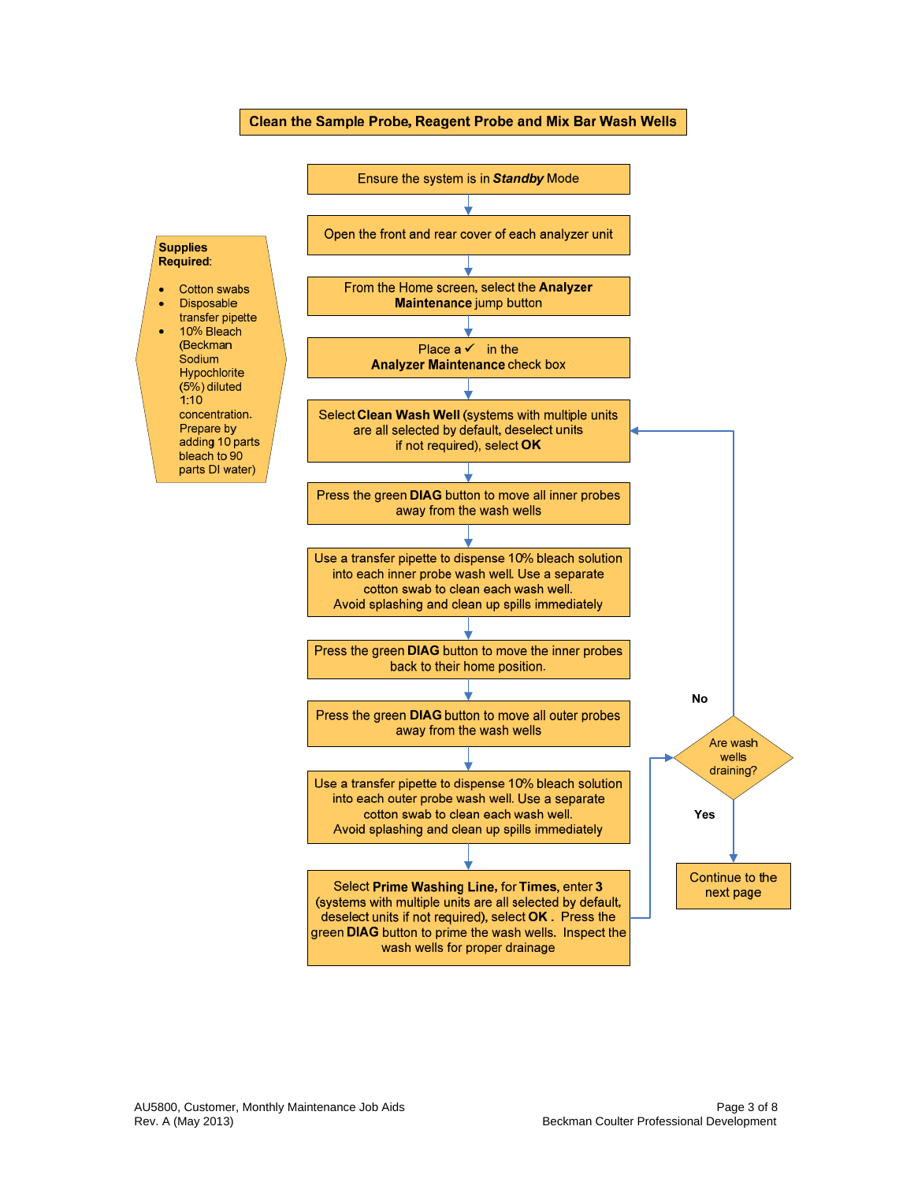## Clean the Sample Probe, Reagent Probe and Mix Bar Wash Wells

**Supplies Required**:

- Cotton swabs
- Disposable transfer pipette
- 10% Bleach (Beckman Sodium Hypochlorite (5%) diluted 1:10 concentration. Prepare by adding 10 parts bleach to 90 parts DI water)

1. Ensure the system is in ***Standby*** Mode
2. Open the front and rear cover of each analyzer unit
3. From the Home screen, select the **Analyzer Maintenance** jump button
4. Place a ✓ in the **Analyzer Maintenance** check box
5. Select **Clean Wash Well** (systems with multiple units are all selected by default, deselect units if not required), select **OK**
6. Press the green **DIAG** button to move all inner probes away from the wash wells
7. Use a transfer pipette to dispense 10% bleach solution into each inner probe wash well. Use a separate cotton swab to clean each wash well. Avoid splashing and clean up spills immediately
8. Press the green **DIAG** button to move the inner probes back to their home position.
9. Press the green **DIAG** button to move all outer probes away from the wash wells
10. Use a transfer pipette to dispense 10% bleach solution into each outer probe wash well. Use a separate cotton swab to clean each wash well. Avoid splashing and clean up spills immediately
11. Select **Prime Washing Line,** for **Times**, enter **3** (systems with multiple units are all selected by default, deselect units if not required), select **OK** . Press the green **DIAG** button to prime the wash wells. Inspect the wash wells for proper drainage
12. Are wash wells draining?
    - **No**: Return to "Select **Clean Wash Well**" (step 5)
    - **Yes**: Continue to the next page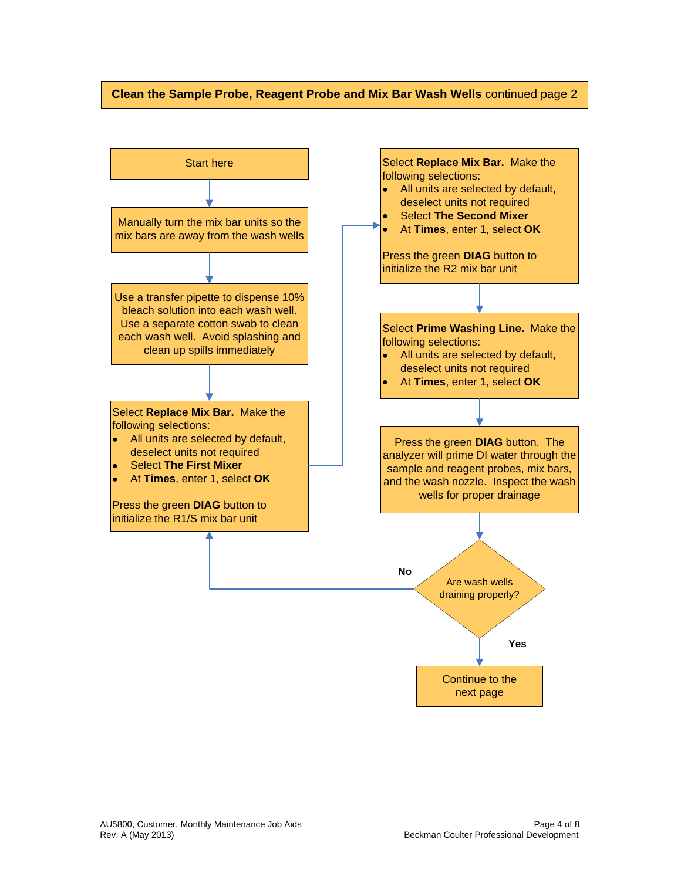## **Clean the Sample Probe, Reagent Probe and Mix Bar Wash Wells** continued page 2

Start here

Manually turn the mix bar units so the mix bars are away from the wash wells

Use a transfer pipette to dispense 10% bleach solution into each wash well. Use a separate cotton swab to clean each wash well. Avoid splashing and clean up spills immediately

Select **Replace Mix Bar.** Make the following selections:

- All units are selected by default, deselect units not required
- Select **The First Mixer**
- At **Times**, enter 1, select **OK**

Press the green **DIAG** button to initialize the R1/S mix bar unit

Select **Replace Mix Bar.** Make the following selections:

- All units are selected by default, deselect units not required
- Select **The Second Mixer**
- At **Times**, enter 1, select **OK**

Press the green **DIAG** button to initialize the R2 mix bar unit

Select **Prime Washing Line.** Make the following selections:

- All units are selected by default, deselect units not required
- At **Times**, enter 1, select **OK**

Press the green **DIAG** button. The analyzer will prime DI water through the sample and reagent probes, mix bars, and the wash nozzle. Inspect the wash wells for proper drainage

Are wash wells draining properly?

- **No** → return to "Select **Replace Mix Bar**" (The First Mixer)
- **Yes** → Continue to the next page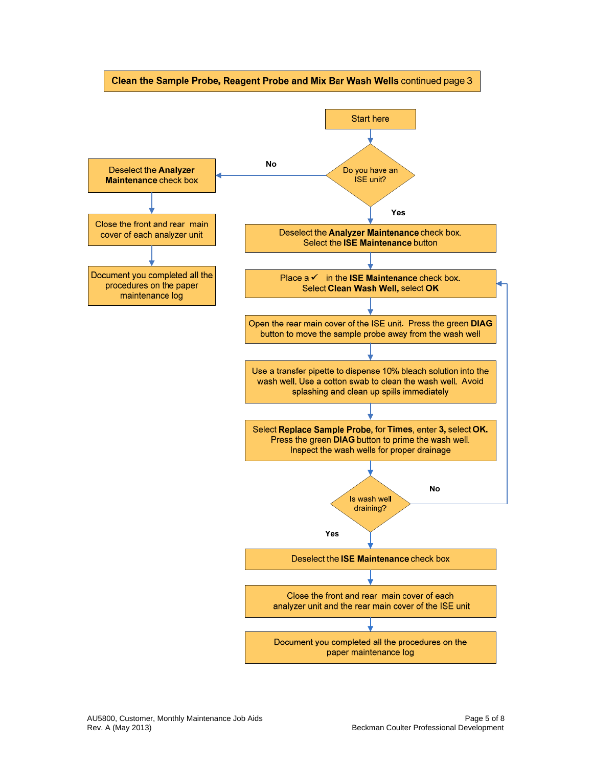# **Clean the Sample Probe, Reagent Probe and Mix Bar Wash Wells** continued page 3

Start here

**Do you have an ISE unit?**

**No:**

1. Deselect the **Analyzer Maintenance** check box
2. Close the front and rear main cover of each analyzer unit
3. Document you completed all the procedures on the paper maintenance log

**Yes:**

1. Deselect the **Analyzer Maintenance** check box. Select the **ISE Maintenance** button
2. Place a ✓ in the **ISE Maintenance** check box. Select **Clean Wash Well,** select **OK**
3. Open the rear main cover of the ISE unit. Press the green **DIAG** button to move the sample probe away from the wash well
4. Use a transfer pipette to dispense 10% bleach solution into the wash well. Use a cotton swab to clean the wash well. Avoid splashing and clean up spills immediately
5. Select **Replace Sample Probe,** for **Times**, enter **3,** select **OK.** Press the green **DIAG** button to prime the wash well. Inspect the wash wells for proper drainage

**Is wash well draining?**

- **No:** Return to "Place a ✓ in the **ISE Maintenance** check box. Select **Clean Wash Well,** select **OK**"
- **Yes:**
  1. Deselect the **ISE Maintenance** check box
  2. Close the front and rear main cover of each analyzer unit and the rear main cover of the ISE unit
  3. Document you completed all the procedures on the paper maintenance log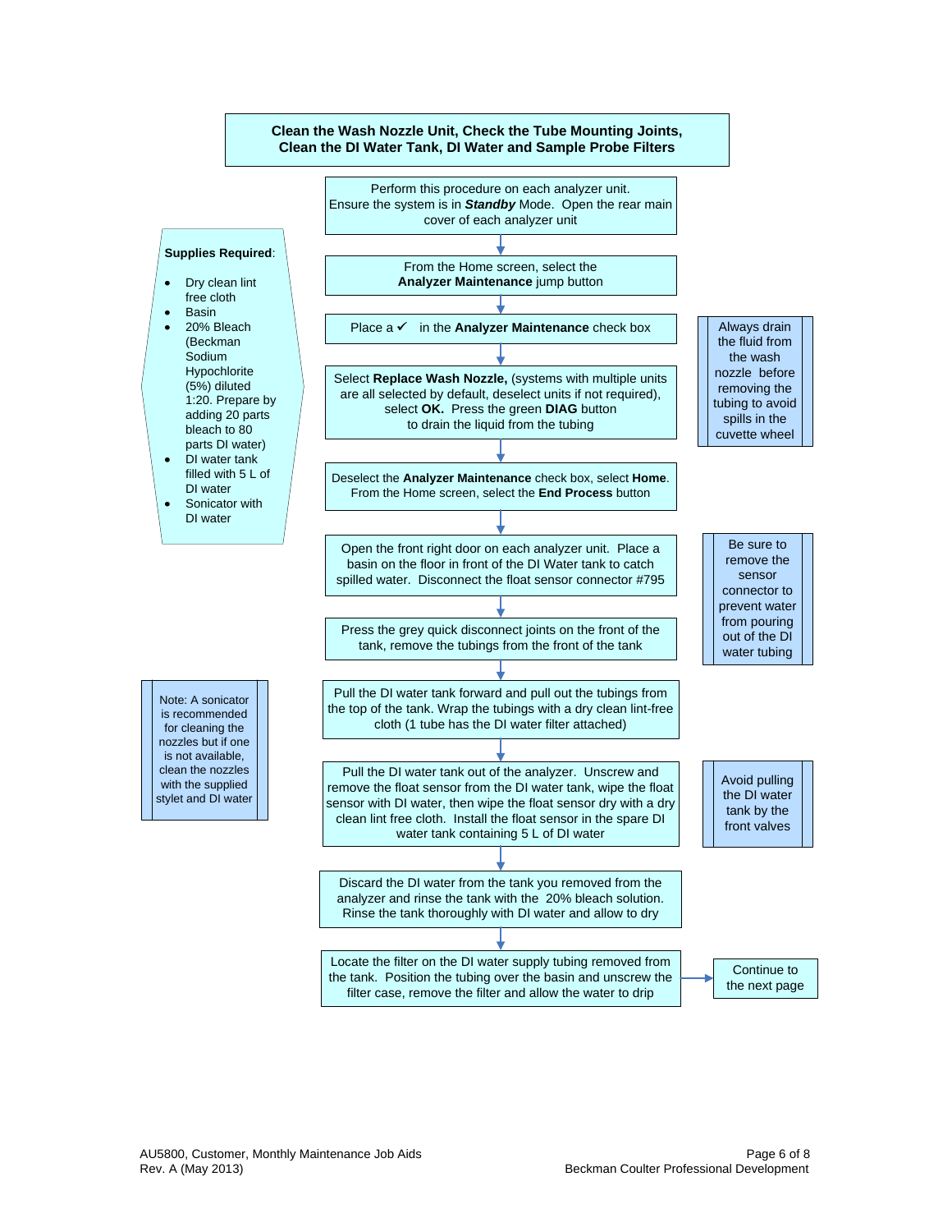## Clean the Wash Nozzle Unit, Check the Tube Mounting Joints, Clean the DI Water Tank, DI Water and Sample Probe Filters

**Supplies Required**:

- Dry clean lint free cloth
- Basin
- 20% Bleach (Beckman Sodium Hypochlorite (5%) diluted 1:20. Prepare by adding 20 parts bleach to 80 parts DI water)
- DI water tank filled with 5 L of DI water
- Sonicator with DI water

1. Perform this procedure on each analyzer unit. Ensure the system is in ***Standby*** Mode. Open the rear main cover of each analyzer unit
2. From the Home screen, select the **Analyzer Maintenance** jump button
3. Place a ✓ in the **Analyzer Maintenance** check box
4. Select **Replace Wash Nozzle,** (systems with multiple units are all selected by default, deselect units if not required), select **OK.** Press the green **DIAG** button to drain the liquid from the tubing

   > Always drain the fluid from the wash nozzle before removing the tubing to avoid spills in the cuvette wheel

5. Deselect the **Analyzer Maintenance** check box, select **Home**. From the Home screen, select the **End Process** button
6. Open the front right door on each analyzer unit. Place a basin on the floor in front of the DI Water tank to catch spilled water. Disconnect the float sensor connector #795

   > Be sure to remove the sensor connector to prevent water from pouring out of the DI water tubing

7. Press the grey quick disconnect joints on the front of the tank, remove the tubings from the front of the tank
8. Pull the DI water tank forward and pull out the tubings from the top of the tank. Wrap the tubings with a dry clean lint-free cloth (1 tube has the DI water filter attached)

   > Note: A sonicator is recommended for cleaning the nozzles but if one is not available, clean the nozzles with the supplied stylet and DI water

9. Pull the DI water tank out of the analyzer. Unscrew and remove the float sensor from the DI water tank, wipe the float sensor with DI water, then wipe the float sensor dry with a dry clean lint free cloth. Install the float sensor in the spare DI water tank containing 5 L of DI water

   > Avoid pulling the DI water tank by the front valves

10. Discard the DI water from the tank you removed from the analyzer and rinse the tank with the 20% bleach solution. Rinse the tank thoroughly with DI water and allow to dry
11. Locate the filter on the DI water supply tubing removed from the tank. Position the tubing over the basin and unscrew the filter case, remove the filter and allow the water to drip

→ Continue to the next page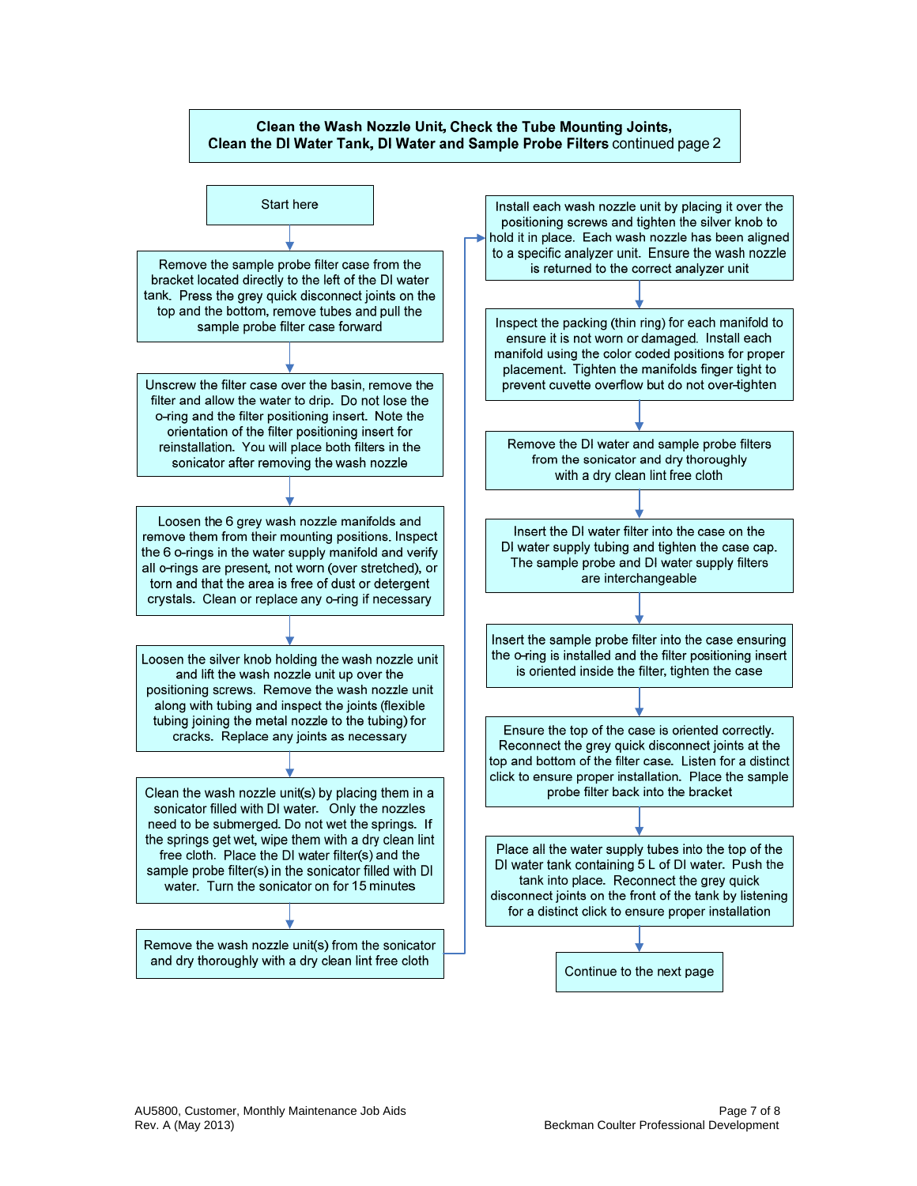## Clean the Wash Nozzle Unit, Check the Tube Mounting Joints, Clean the DI Water Tank, DI Water and Sample Probe Filters continued page 2

Start here

1. Remove the sample probe filter case from the bracket located directly to the left of the DI water tank. Press the grey quick disconnect joints on the top and the bottom, remove tubes and pull the sample probe filter case forward

2. Unscrew the filter case over the basin, remove the filter and allow the water to drip. Do not lose the o-ring and the filter positioning insert. Note the orientation of the filter positioning insert for reinstallation. You will place both filters in the sonicator after removing the wash nozzle

3. Loosen the 6 grey wash nozzle manifolds and remove them from their mounting positions. Inspect the 6 o-rings in the water supply manifold and verify all o-rings are present, not worn (over stretched), or torn and that the area is free of dust or detergent crystals. Clean or replace any o-ring if necessary

4. Loosen the silver knob holding the wash nozzle unit and lift the wash nozzle unit up over the positioning screws. Remove the wash nozzle unit along with tubing and inspect the joints (flexible tubing joining the metal nozzle to the tubing) for cracks. Replace any joints as necessary

5. Clean the wash nozzle unit(s) by placing them in a sonicator filled with DI water. Only the nozzles need to be submerged. Do not wet the springs. If the springs get wet, wipe them with a dry clean lint free cloth. Place the DI water filter(s) and the sample probe filter(s) in the sonicator filled with DI water. Turn the sonicator on for 15 minutes

6. Remove the wash nozzle unit(s) from the sonicator and dry thoroughly with a dry clean lint free cloth

7. Install each wash nozzle unit by placing it over the positioning screws and tighten the silver knob to hold it in place. Each wash nozzle has been aligned to a specific analyzer unit. Ensure the wash nozzle is returned to the correct analyzer unit

8. Inspect the packing (thin ring) for each manifold to ensure it is not worn or damaged. Install each manifold using the color coded positions for proper placement. Tighten the manifolds finger tight to prevent cuvette overflow but do not over-tighten

9. Remove the DI water and sample probe filters from the sonicator and dry thoroughly with a dry clean lint free cloth

10. Insert the DI water filter into the case on the DI water supply tubing and tighten the case cap. The sample probe and DI water supply filters are interchangeable

11. Insert the sample probe filter into the case ensuring the o-ring is installed and the filter positioning insert is oriented inside the filter, tighten the case

12. Ensure the top of the case is oriented correctly. Reconnect the grey quick disconnect joints at the top and bottom of the filter case. Listen for a distinct click to ensure proper installation. Place the sample probe filter back into the bracket

13. Place all the water supply tubes into the top of the DI water tank containing 5 L of DI water. Push the tank into place. Reconnect the grey quick disconnect joints on the front of the tank by listening for a distinct click to ensure proper installation

Continue to the next page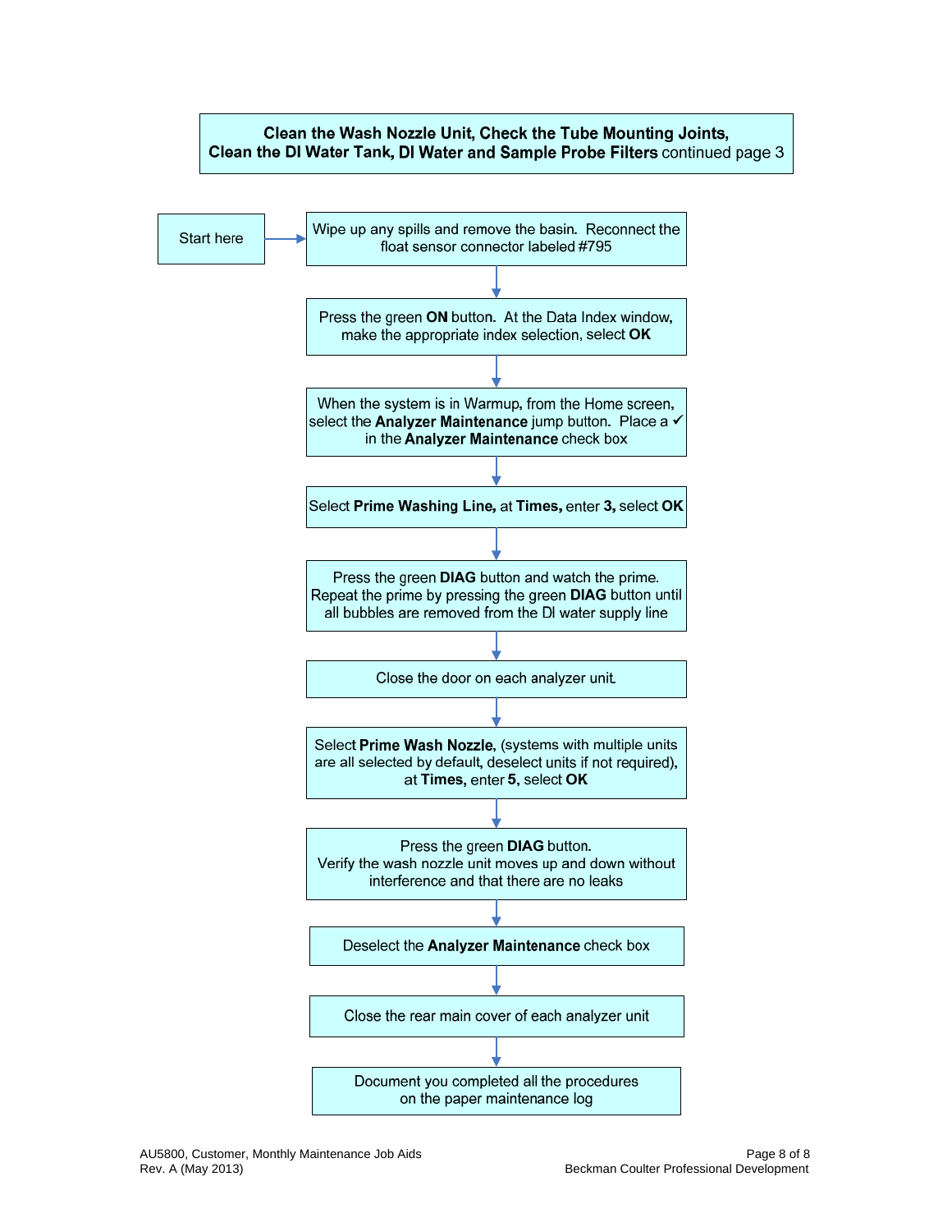## **Clean the Wash Nozzle Unit, Check the Tube Mounting Joints, Clean the DI Water Tank, DI Water and Sample Probe Filters** continued page 3

Start here

1. Wipe up any spills and remove the basin. Reconnect the float sensor connector labeled #795
2. Press the green **ON** button. At the Data Index window, make the appropriate index selection, select **OK**
3. When the system is in Warmup, from the Home screen, select the **Analyzer Maintenance** jump button. Place a ✓ in the **Analyzer Maintenance** check box
4. Select **Prime Washing Line,** at **Times,** enter **3,** select **OK**
5. Press the green **DIAG** button and watch the prime. Repeat the prime by pressing the green **DIAG** button until all bubbles are removed from the DI water supply line
6. Close the door on each analyzer unit.
7. Select **Prime Wash Nozzle**, (systems with multiple units are all selected by default, deselect units if not required), at **Times**, enter **5**, select **OK**
8. Press the green **DIAG** button. Verify the wash nozzle unit moves up and down without interference and that there are no leaks
9. Deselect the **Analyzer Maintenance** check box
10. Close the rear main cover of each analyzer unit
11. Document you completed all the procedures on the paper maintenance log

AU5800, Customer, Monthly Maintenance Job Aids
Rev. A (May 2013)

Beckman Coulter Professional Development